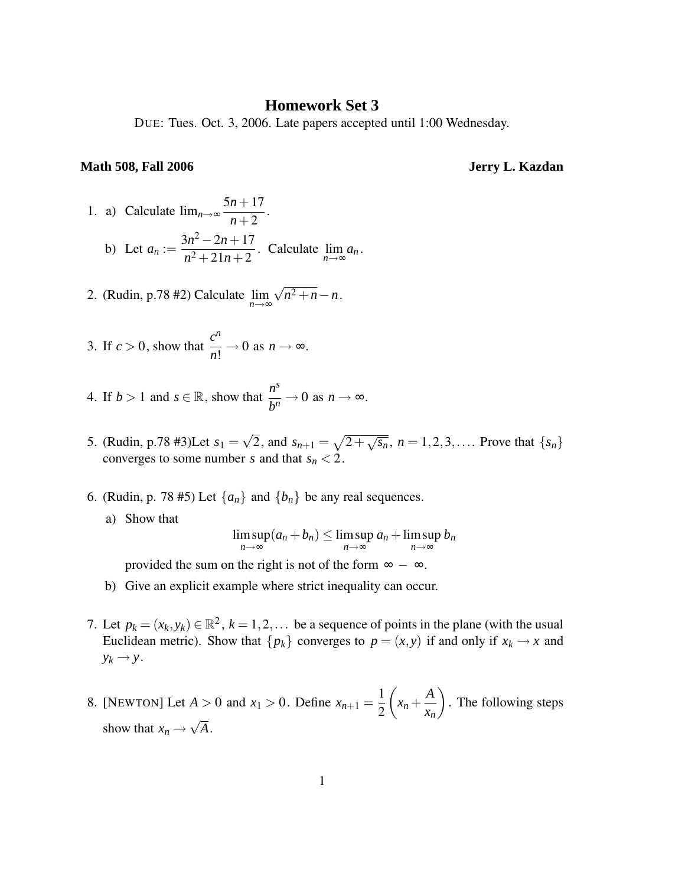# Homework Set 3

DUE: Tues. Oct. 3, 2006. Late papers accepted until 1:00 Wednesday.

**Math 508, Fall 2006** **Jerry L. Kazdan**

1. a) Calculate $\lim_{n\to\infty} \dfrac{5n+17}{n+2}$.

   b) Let $a_n := \dfrac{3n^2-2n+17}{n^2+21n+2}$. Calculate $\lim\limits_{n\to\infty} a_n$.

2. (Rudin, p.78 #2) Calculate $\lim\limits_{n\to\infty} \sqrt{n^2+n}-n$.

3. If $c > 0$, show that $\dfrac{c^n}{n!} \to 0$ as $n \to \infty$.

4. If $b > 1$ and $s \in \mathbb{R}$, show that $\dfrac{n^s}{b^n} \to 0$ as $n \to \infty$.

5. (Rudin, p.78 #3)Let $s_1 = \sqrt{2}$, and $s_{n+1} = \sqrt{2+\sqrt{s_n}}$, $n = 1, 2, 3, \ldots$. Prove that $\{s_n\}$ converges to some number $s$ and that $s_n < 2$.

6. (Rudin, p. 78 #5) Let $\{a_n\}$ and $\{b_n\}$ be any real sequences.

   a) Show that
   $$\limsup_{n\to\infty}(a_n+b_n) \le \limsup_{n\to\infty} a_n + \limsup_{n\to\infty} b_n$$
   provided the sum on the right is not of the form $\infty - \infty$.

   b) Give an explicit example where strict inequality can occur.

7. Let $p_k = (x_k, y_k) \in \mathbb{R}^2$, $k = 1, 2, \ldots$ be a sequence of points in the plane (with the usual Euclidean metric). Show that $\{p_k\}$ converges to $p = (x, y)$ if and only if $x_k \to x$ and $y_k \to y$.

8. [NEWTON] Let $A > 0$ and $x_1 > 0$. Define $x_{n+1} = \dfrac{1}{2}\left(x_n + \dfrac{A}{x_n}\right)$. The following steps show that $x_n \to \sqrt{A}$.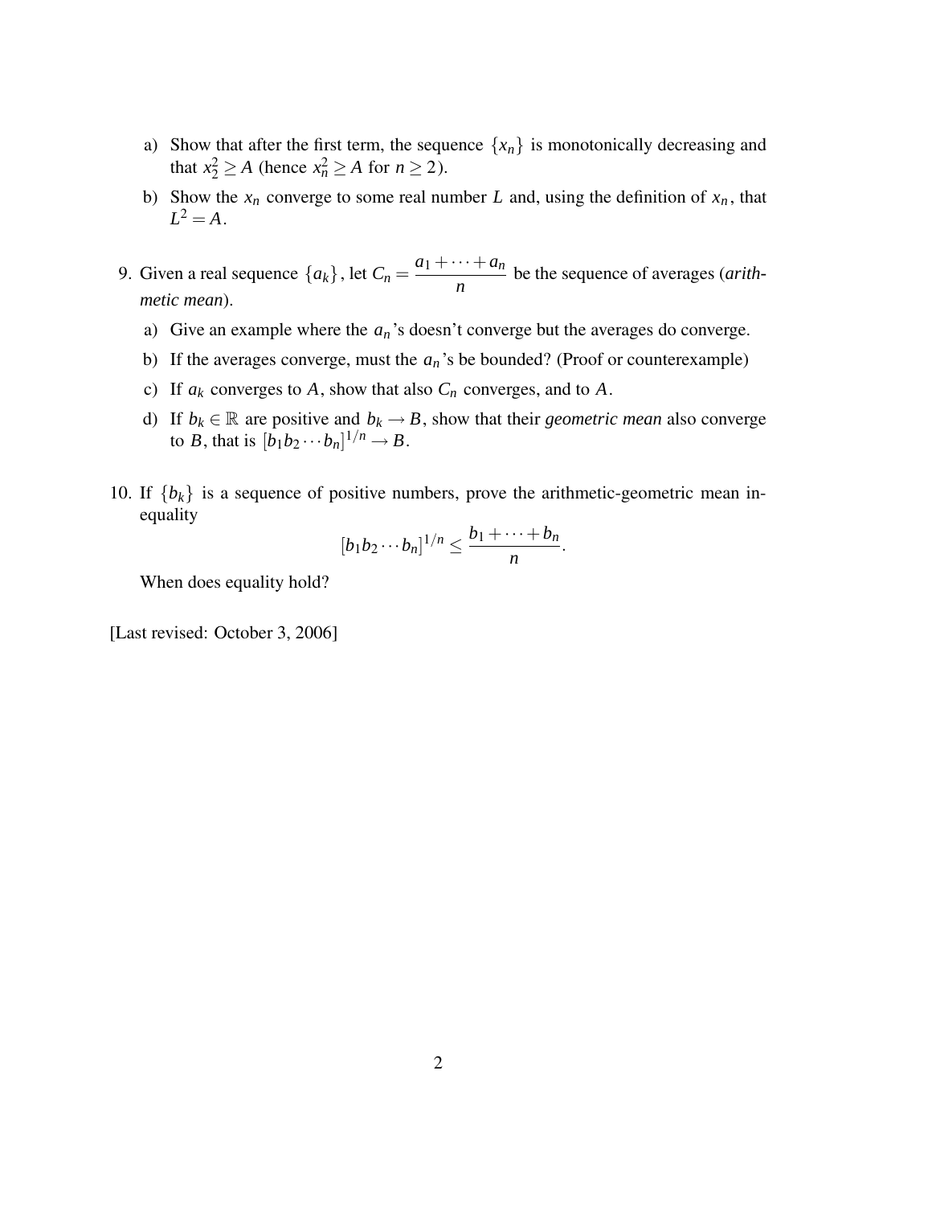a) Show that after the first term, the sequence $\{x_n\}$ is monotonically decreasing and that $x_2^2 \geq A$ (hence $x_n^2 \geq A$ for $n \geq 2$).

b) Show the $x_n$ converge to some real number $L$ and, using the definition of $x_n$, that $L^2 = A$.

9. Given a real sequence $\{a_k\}$, let $C_n = \dfrac{a_1 + \cdots + a_n}{n}$ be the sequence of averages (*arithmetic mean*).

   a) Give an example where the $a_n$'s doesn't converge but the averages do converge.

   b) If the averages converge, must the $a_n$'s be bounded? (Proof or counterexample)

   c) If $a_k$ converges to $A$, show that also $C_n$ converges, and to $A$.

   d) If $b_k \in \mathbb{R}$ are positive and $b_k \to B$, show that their *geometric mean* also converge to $B$, that is $[b_1 b_2 \cdots b_n]^{1/n} \to B$.

10. If $\{b_k\}$ is a sequence of positive numbers, prove the arithmetic-geometric mean inequality

$$[b_1 b_2 \cdots b_n]^{1/n} \leq \frac{b_1 + \cdots + b_n}{n}.$$

When does equality hold?

[Last revised: October 3, 2006]